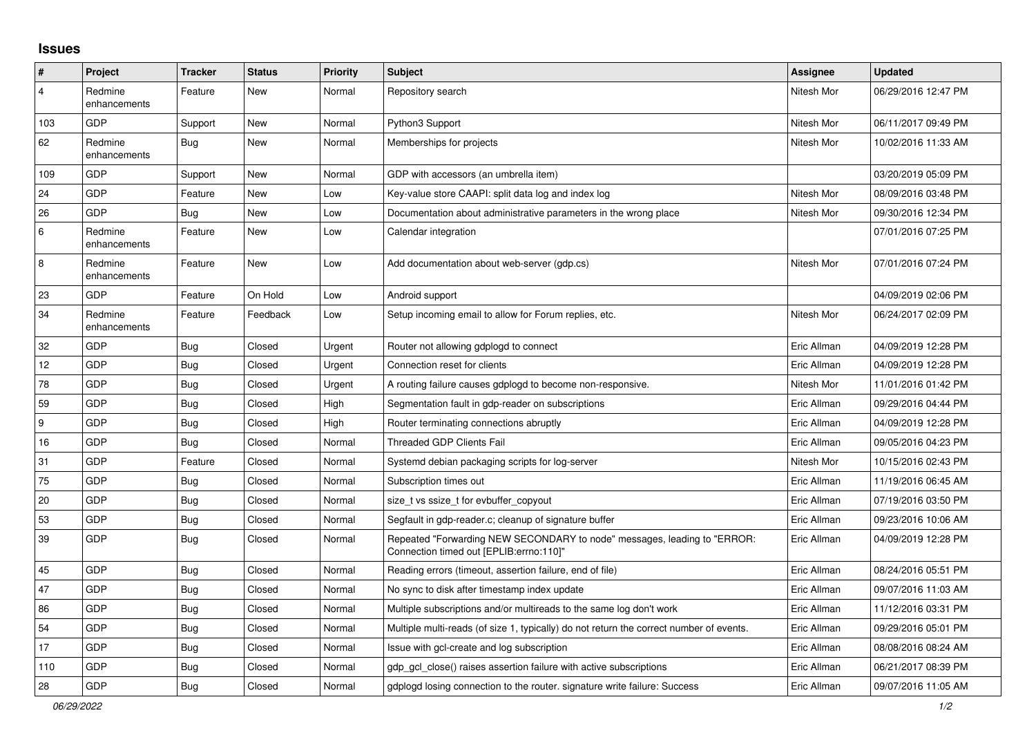# Issues

| # | Project | Tracker | Status | Priority | Subject | Assignee | Updated |
|---|---|---|---|---|---|---|---|
| 4 | Redmine enhancements | Feature | New | Normal | Repository search | Nitesh Mor | 06/29/2016 12:47 PM |
| 103 | GDP | Support | New | Normal | Python3 Support | Nitesh Mor | 06/11/2017 09:49 PM |
| 62 | Redmine enhancements | Bug | New | Normal | Memberships for projects | Nitesh Mor | 10/02/2016 11:33 AM |
| 109 | GDP | Support | New | Normal | GDP with accessors (an umbrella item) | | 03/20/2019 05:09 PM |
| 24 | GDP | Feature | New | Low | Key-value store CAAPI: split data log and index log | Nitesh Mor | 08/09/2016 03:48 PM |
| 26 | GDP | Bug | New | Low | Documentation about administrative parameters in the wrong place | Nitesh Mor | 09/30/2016 12:34 PM |
| 6 | Redmine enhancements | Feature | New | Low | Calendar integration | | 07/01/2016 07:25 PM |
| 8 | Redmine enhancements | Feature | New | Low | Add documentation about web-server (gdp.cs) | Nitesh Mor | 07/01/2016 07:24 PM |
| 23 | GDP | Feature | On Hold | Low | Android support | | 04/09/2019 02:06 PM |
| 34 | Redmine enhancements | Feature | Feedback | Low | Setup incoming email to allow for Forum replies, etc. | Nitesh Mor | 06/24/2017 02:09 PM |
| 32 | GDP | Bug | Closed | Urgent | Router not allowing gdplogd to connect | Eric Allman | 04/09/2019 12:28 PM |
| 12 | GDP | Bug | Closed | Urgent | Connection reset for clients | Eric Allman | 04/09/2019 12:28 PM |
| 78 | GDP | Bug | Closed | Urgent | A routing failure causes gdplogd to become non-responsive. | Nitesh Mor | 11/01/2016 01:42 PM |
| 59 | GDP | Bug | Closed | High | Segmentation fault in gdp-reader on subscriptions | Eric Allman | 09/29/2016 04:44 PM |
| 9 | GDP | Bug | Closed | High | Router terminating connections abruptly | Eric Allman | 04/09/2019 12:28 PM |
| 16 | GDP | Bug | Closed | Normal | Threaded GDP Clients Fail | Eric Allman | 09/05/2016 04:23 PM |
| 31 | GDP | Feature | Closed | Normal | Systemd debian packaging scripts for log-server | Nitesh Mor | 10/15/2016 02:43 PM |
| 75 | GDP | Bug | Closed | Normal | Subscription times out | Eric Allman | 11/19/2016 06:45 AM |
| 20 | GDP | Bug | Closed | Normal | size_t vs ssize_t for evbuffer_copyout | Eric Allman | 07/19/2016 03:50 PM |
| 53 | GDP | Bug | Closed | Normal | Segfault in gdp-reader.c; cleanup of signature buffer | Eric Allman | 09/23/2016 10:06 AM |
| 39 | GDP | Bug | Closed | Normal | Repeated "Forwarding NEW SECONDARY to node" messages, leading to "ERROR: Connection timed out [EPLIB:errno:110]" | Eric Allman | 04/09/2019 12:28 PM |
| 45 | GDP | Bug | Closed | Normal | Reading errors (timeout, assertion failure, end of file) | Eric Allman | 08/24/2016 05:51 PM |
| 47 | GDP | Bug | Closed | Normal | No sync to disk after timestamp index update | Eric Allman | 09/07/2016 11:03 AM |
| 86 | GDP | Bug | Closed | Normal | Multiple subscriptions and/or multireads to the same log don't work | Eric Allman | 11/12/2016 03:31 PM |
| 54 | GDP | Bug | Closed | Normal | Multiple multi-reads (of size 1, typically) do not return the correct number of events. | Eric Allman | 09/29/2016 05:01 PM |
| 17 | GDP | Bug | Closed | Normal | Issue with gcl-create and log subscription | Eric Allman | 08/08/2016 08:24 AM |
| 110 | GDP | Bug | Closed | Normal | gdp_gcl_close() raises assertion failure with active subscriptions | Eric Allman | 06/21/2017 08:39 PM |
| 28 | GDP | Bug | Closed | Normal | gdplogd losing connection to the router. signature write failure: Success | Eric Allman | 09/07/2016 11:05 AM |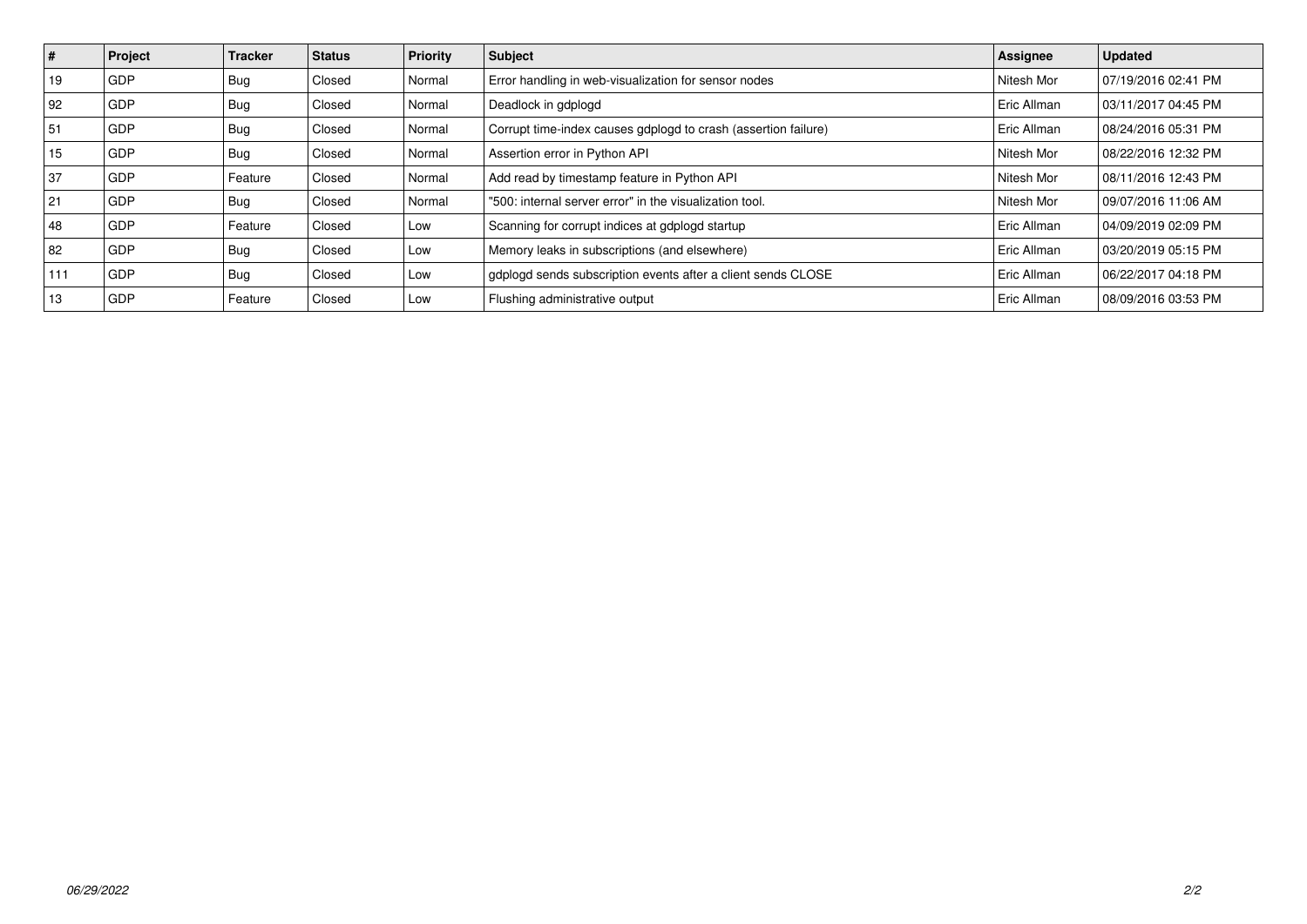| # | Project | Tracker | Status | Priority | Subject | Assignee | Updated |
|---|---|---|---|---|---|---|---|
| 19 | GDP | Bug | Closed | Normal | Error handling in web-visualization for sensor nodes | Nitesh Mor | 07/19/2016 02:41 PM |
| 92 | GDP | Bug | Closed | Normal | Deadlock in gdplogd | Eric Allman | 03/11/2017 04:45 PM |
| 51 | GDP | Bug | Closed | Normal | Corrupt time-index causes gdplogd to crash (assertion failure) | Eric Allman | 08/24/2016 05:31 PM |
| 15 | GDP | Bug | Closed | Normal | Assertion error in Python API | Nitesh Mor | 08/22/2016 12:32 PM |
| 37 | GDP | Feature | Closed | Normal | Add read by timestamp feature in Python API | Nitesh Mor | 08/11/2016 12:43 PM |
| 21 | GDP | Bug | Closed | Normal | "500: internal server error" in the visualization tool. | Nitesh Mor | 09/07/2016 11:06 AM |
| 48 | GDP | Feature | Closed | Low | Scanning for corrupt indices at gdplogd startup | Eric Allman | 04/09/2019 02:09 PM |
| 82 | GDP | Bug | Closed | Low | Memory leaks in subscriptions (and elsewhere) | Eric Allman | 03/20/2019 05:15 PM |
| 111 | GDP | Bug | Closed | Low | gdplogd sends subscription events after a client sends CLOSE | Eric Allman | 06/22/2017 04:18 PM |
| 13 | GDP | Feature | Closed | Low | Flushing administrative output | Eric Allman | 08/09/2016 03:53 PM |